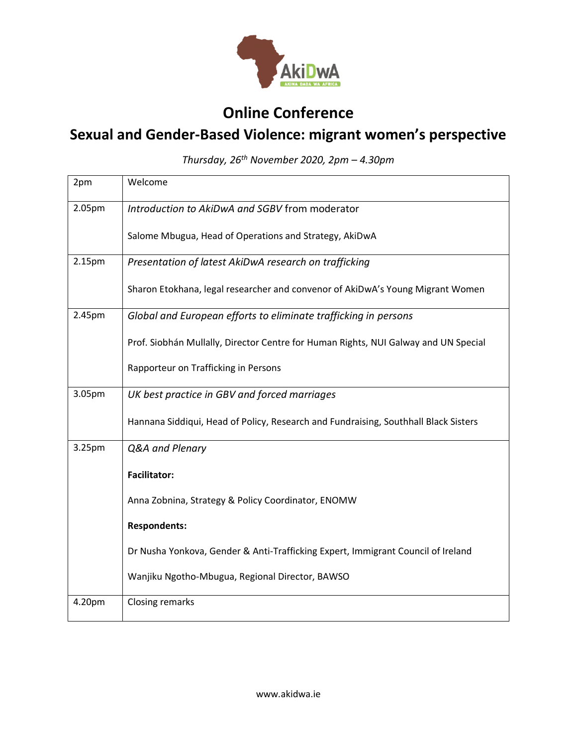# Online Conference

## Sexual and Gender-Based Violence: migrant women's perspective

*Thursday, 26th November 2020, 2pm – 4.30pm*

| | |
|---|---|
| 2pm | Welcome |
| 2.05pm | *Introduction to AkiDwA and SGBV* from moderator<br><br>Salome Mbugua, Head of Operations and Strategy, AkiDwA |
| 2.15pm | *Presentation of latest AkiDwA research on trafficking*<br><br>Sharon Etokhana, legal researcher and convenor of AkiDwA's Young Migrant Women |
| 2.45pm | *Global and European efforts to eliminate trafficking in persons*<br><br>Prof. Siobhán Mullally, Director Centre for Human Rights, NUI Galway and UN Special Rapporteur on Trafficking in Persons |
| 3.05pm | *UK best practice in GBV and forced marriages*<br><br>Hannana Siddiqui, Head of Policy, Research and Fundraising, Southhall Black Sisters |
| 3.25pm | *Q&A and Plenary*<br><br>**Facilitator:**<br><br>Anna Zobnina, Strategy & Policy Coordinator, ENOMW<br><br>**Respondents:**<br><br>Dr Nusha Yonkova, Gender & Anti-Trafficking Expert, Immigrant Council of Ireland<br><br>Wanjiku Ngotho-Mbugua, Regional Director, BAWSO |
| 4.20pm | Closing remarks |

www.akidwa.ie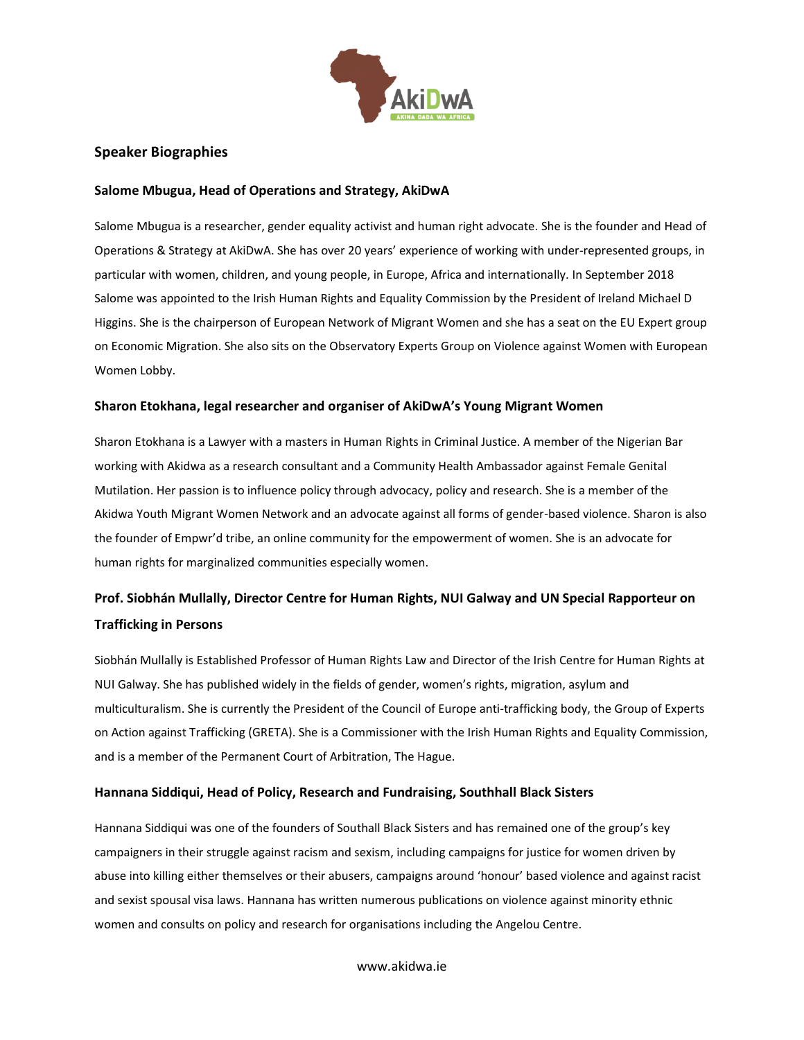## Speaker Biographies

### Salome Mbugua, Head of Operations and Strategy, AkiDwA

Salome Mbugua is a researcher, gender equality activist and human right advocate. She is the founder and Head of Operations & Strategy at AkiDwA. She has over 20 years' experience of working with under-represented groups, in particular with women, children, and young people, in Europe, Africa and internationally. In September 2018 Salome was appointed to the Irish Human Rights and Equality Commission by the President of Ireland Michael D Higgins. She is the chairperson of European Network of Migrant Women and she has a seat on the EU Expert group on Economic Migration. She also sits on the Observatory Experts Group on Violence against Women with European Women Lobby.

### Sharon Etokhana, legal researcher and organiser of AkiDwA's Young Migrant Women

Sharon Etokhana is a Lawyer with a masters in Human Rights in Criminal Justice. A member of the Nigerian Bar working with Akidwa as a research consultant and a Community Health Ambassador against Female Genital Mutilation. Her passion is to influence policy through advocacy, policy and research. She is a member of the Akidwa Youth Migrant Women Network and an advocate against all forms of gender-based violence. Sharon is also the founder of Empwr'd tribe, an online community for the empowerment of women. She is an advocate for human rights for marginalized communities especially women.

### Prof. Siobhán Mullally, Director Centre for Human Rights, NUI Galway and UN Special Rapporteur on Trafficking in Persons

Siobhán Mullally is Established Professor of Human Rights Law and Director of the Irish Centre for Human Rights at NUI Galway. She has published widely in the fields of gender, women's rights, migration, asylum and multiculturalism. She is currently the President of the Council of Europe anti-trafficking body, the Group of Experts on Action against Trafficking (GRETA). She is a Commissioner with the Irish Human Rights and Equality Commission, and is a member of the Permanent Court of Arbitration, The Hague.

### Hannana Siddiqui, Head of Policy, Research and Fundraising, Southhall Black Sisters

Hannana Siddiqui was one of the founders of Southall Black Sisters and has remained one of the group's key campaigners in their struggle against racism and sexism, including campaigns for justice for women driven by abuse into killing either themselves or their abusers, campaigns around 'honour' based violence and against racist and sexist spousal visa laws. Hannana has written numerous publications on violence against minority ethnic women and consults on policy and research for organisations including the Angelou Centre.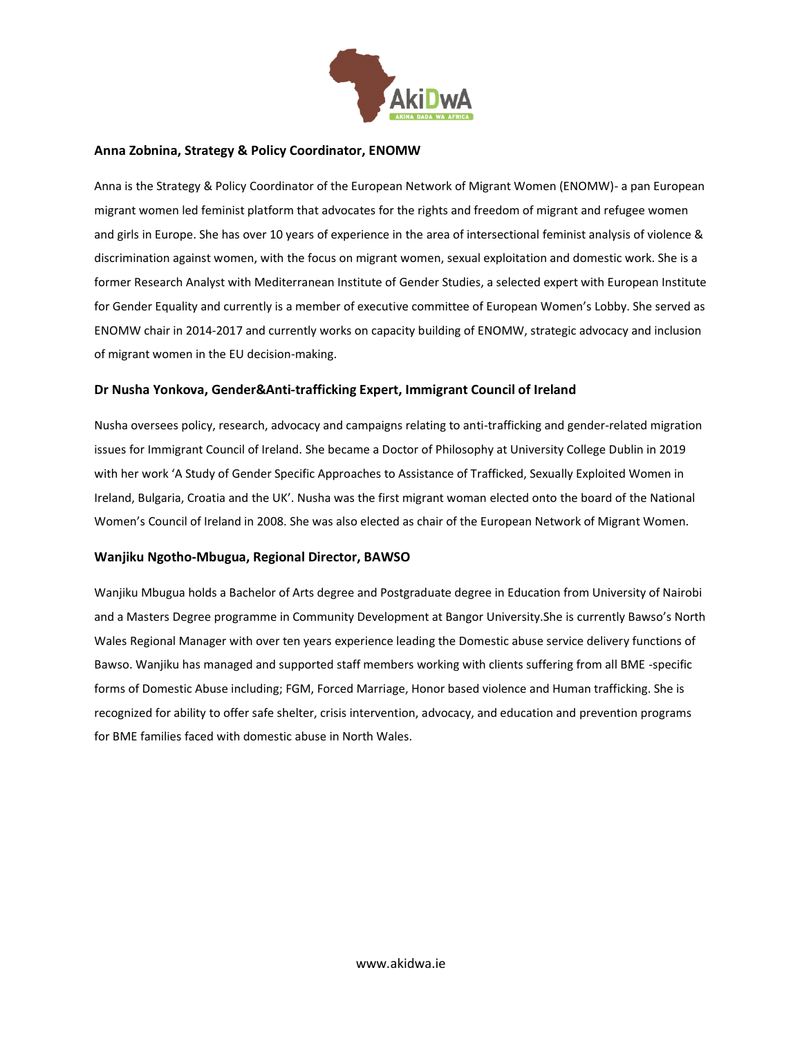### Anna Zobnina, Strategy & Policy Coordinator, ENOMW

Anna is the Strategy & Policy Coordinator of the European Network of Migrant Women (ENOMW)- a pan European migrant women led feminist platform that advocates for the rights and freedom of migrant and refugee women and girls in Europe. She has over 10 years of experience in the area of intersectional feminist analysis of violence & discrimination against women, with the focus on migrant women, sexual exploitation and domestic work. She is a former Research Analyst with Mediterranean Institute of Gender Studies, a selected expert with European Institute for Gender Equality and currently is a member of executive committee of European Women's Lobby. She served as ENOMW chair in 2014-2017 and currently works on capacity building of ENOMW, strategic advocacy and inclusion of migrant women in the EU decision-making.

### Dr Nusha Yonkova, Gender&Anti-trafficking Expert, Immigrant Council of Ireland

Nusha oversees policy, research, advocacy and campaigns relating to anti-trafficking and gender-related migration issues for Immigrant Council of Ireland. She became a Doctor of Philosophy at University College Dublin in 2019 with her work 'A Study of Gender Specific Approaches to Assistance of Trafficked, Sexually Exploited Women in Ireland, Bulgaria, Croatia and the UK'. Nusha was the first migrant woman elected onto the board of the National Women's Council of Ireland in 2008. She was also elected as chair of the European Network of Migrant Women.

### Wanjiku Ngotho-Mbugua, Regional Director, BAWSO

Wanjiku Mbugua holds a Bachelor of Arts degree and Postgraduate degree in Education from University of Nairobi and a Masters Degree programme in Community Development at Bangor University.She is currently Bawso's North Wales Regional Manager with over ten years experience leading the Domestic abuse service delivery functions of Bawso. Wanjiku has managed and supported staff members working with clients suffering from all BME -specific forms of Domestic Abuse including; FGM, Forced Marriage, Honor based violence and Human trafficking. She is recognized for ability to offer safe shelter, crisis intervention, advocacy, and education and prevention programs for BME families faced with domestic abuse in North Wales.